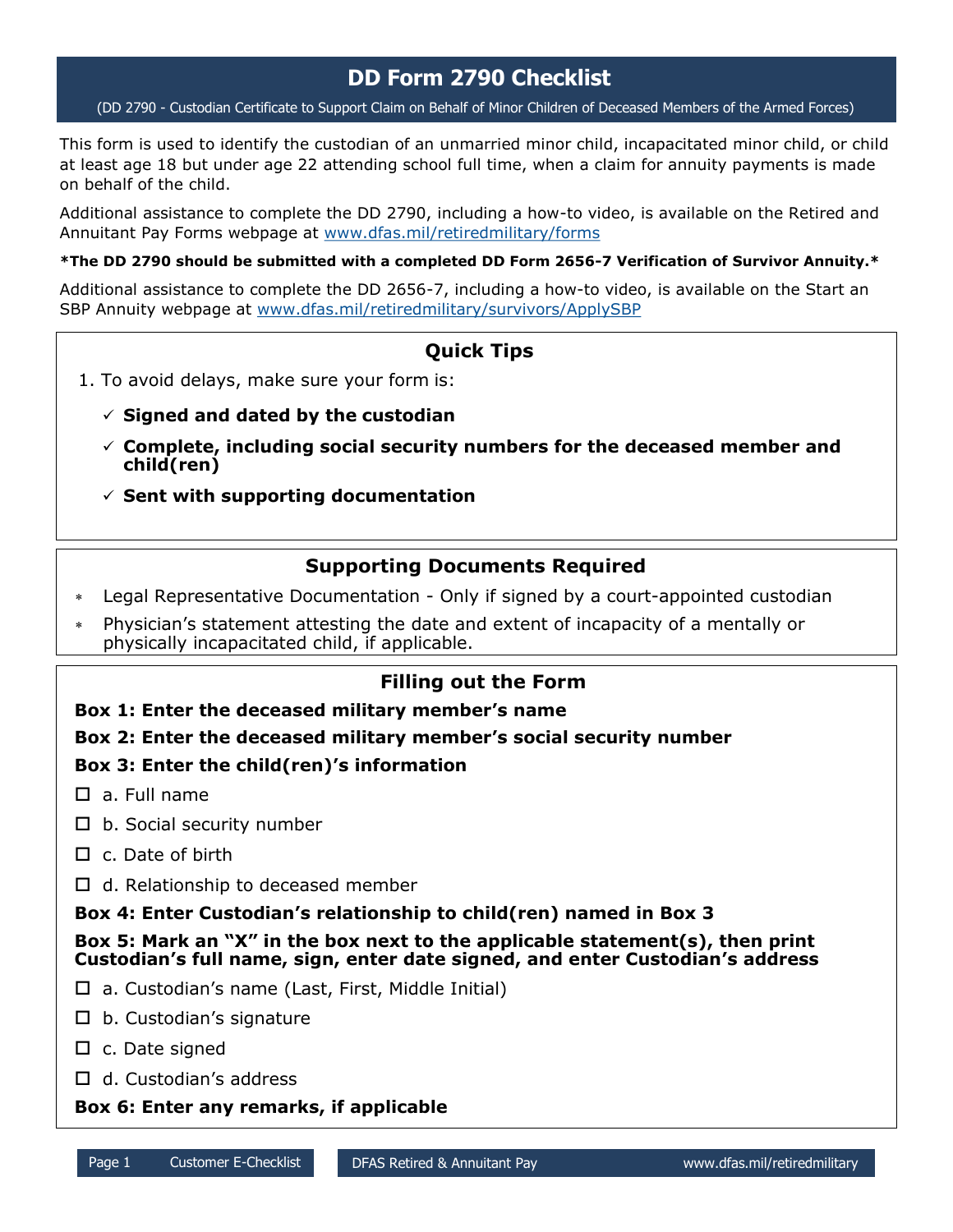# DD Form 2790 Checklist

(DD 2790 - Custodian Certificate to Support Claim on Behalf of Minor Children of Deceased Members of the Armed Forces)

This form is used to identify the custodian of an unmarried minor child, incapacitated minor child, or child at least age 18 but under age 22 attending school full time, when a claim for annuity payments is made on behalf of the child.

Additional assistance to complete the DD 2790, including a how-to video, is available on the Retired and Annuitant Pay Forms webpage at www.dfas.mil/retiredmilitary/forms

**\*The DD 2790 should be submitted with a completed DD Form 2656-7 Verification of Survivor Annuity.\***

Additional assistance to complete the DD 2656-7, including a how-to video, is available on the Start an SBP Annuity webpage at www.dfas.mil/retiredmilitary/survivors/ApplySBP

## Quick Tips

1. To avoid delays, make sure your form is:
   - ✓ **Signed and dated by the custodian**
   - ✓ **Complete, including social security numbers for the deceased member and child(ren)**
   - ✓ **Sent with supporting documentation**

## Supporting Documents Required

- Legal Representative Documentation - Only if signed by a court-appointed custodian
- Physician's statement attesting the date and extent of incapacity of a mentally or physically incapacitated child, if applicable.

## Filling out the Form

**Box 1: Enter the deceased military member's name**

**Box 2: Enter the deceased military member's social security number**

**Box 3: Enter the child(ren)'s information**

- ☐ a. Full name
- ☐ b. Social security number
- ☐ c. Date of birth
- ☐ d. Relationship to deceased member

**Box 4: Enter Custodian's relationship to child(ren) named in Box 3**

**Box 5: Mark an "X" in the box next to the applicable statement(s), then print Custodian's full name, sign, enter date signed, and enter Custodian's address**

- ☐ a. Custodian's name (Last, First, Middle Initial)
- ☐ b. Custodian's signature
- ☐ c. Date signed
- ☐ d. Custodian's address

**Box 6: Enter any remarks, if applicable**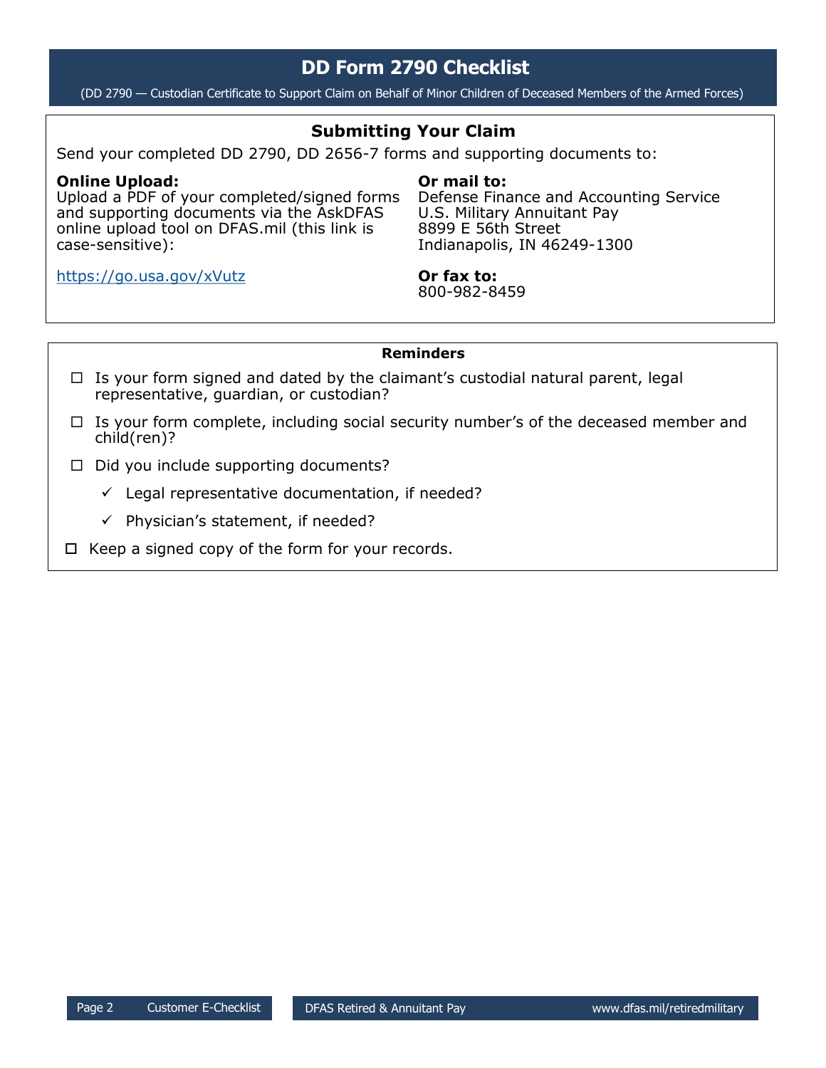# DD Form 2790 Checklist

(DD 2790 — Custodian Certificate to Support Claim on Behalf of Minor Children of Deceased Members of the Armed Forces)

## Submitting Your Claim

Send your completed DD 2790, DD 2656-7 forms and supporting documents to:

**Online Upload:**
Upload a PDF of your completed/signed forms and supporting documents via the AskDFAS online upload tool on DFAS.mil (this link is case-sensitive):

https://go.usa.gov/xVutz

**Or mail to:**
Defense Finance and Accounting Service
U.S. Military Annuitant Pay
8899 E 56th Street
Indianapolis, IN 46249-1300

**Or fax to:**
800-982-8459

### Reminders

- ☐ Is your form signed and dated by the claimant's custodial natural parent, legal representative, guardian, or custodian?
- ☐ Is your form complete, including social security number's of the deceased member and child(ren)?
- ☐ Did you include supporting documents?
  - ✓ Legal representative documentation, if needed?
  - ✓ Physician's statement, if needed?
- ☐ Keep a signed copy of the form for your records.